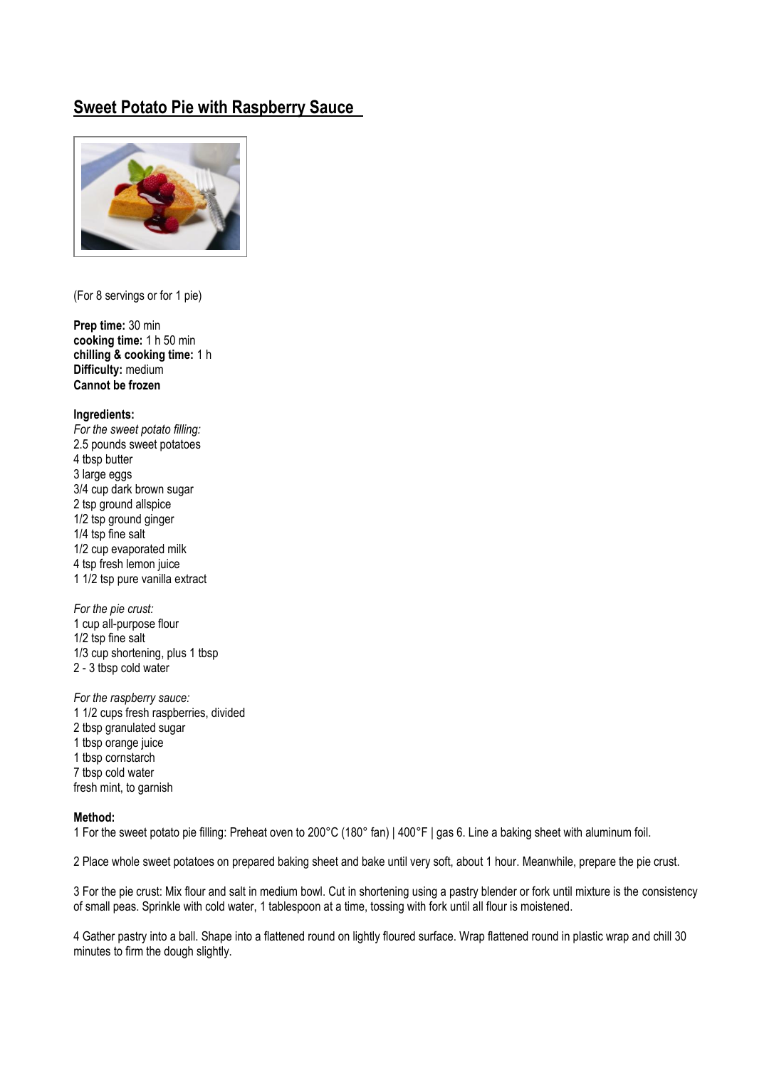# Sweet Potato Pie with Raspberry Sauce

(For 8 servings or for 1 pie)

**Prep time:** 30 min
**cooking time:** 1 h 50 min
**chilling & cooking time:** 1 h
**Difficulty:** medium
**Cannot be frozen**

**Ingredients:**

*For the sweet potato filling:*
2.5 pounds sweet potatoes
4 tbsp butter
3 large eggs
3/4 cup dark brown sugar
2 tsp ground allspice
1/2 tsp ground ginger
1/4 tsp fine salt
1/2 cup evaporated milk
4 tsp fresh lemon juice
1 1/2 tsp pure vanilla extract

*For the pie crust:*
1 cup all-purpose flour
1/2 tsp fine salt
1/3 cup shortening, plus 1 tbsp
2 - 3 tbsp cold water

*For the raspberry sauce:*
1 1/2 cups fresh raspberries, divided
2 tbsp granulated sugar
1 tbsp orange juice
1 tbsp cornstarch
7 tbsp cold water
fresh mint, to garnish

**Method:**

1 For the sweet potato pie filling: Preheat oven to 200°C (180° fan) | 400°F | gas 6. Line a baking sheet with aluminum foil.

2 Place whole sweet potatoes on prepared baking sheet and bake until very soft, about 1 hour. Meanwhile, prepare the pie crust.

3 For the pie crust: Mix flour and salt in medium bowl. Cut in shortening using a pastry blender or fork until mixture is the consistency of small peas. Sprinkle with cold water, 1 tablespoon at a time, tossing with fork until all flour is moistened.

4 Gather pastry into a ball. Shape into a flattened round on lightly floured surface. Wrap flattened round in plastic wrap and chill 30 minutes to firm the dough slightly.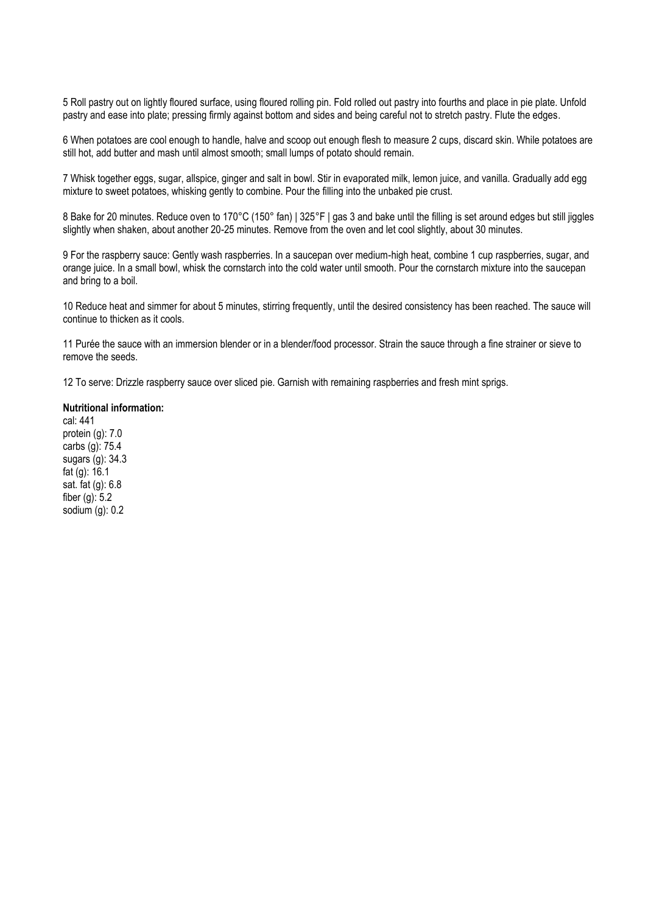5 Roll pastry out on lightly floured surface, using floured rolling pin. Fold rolled out pastry into fourths and place in pie plate. Unfold pastry and ease into plate; pressing firmly against bottom and sides and being careful not to stretch pastry. Flute the edges.

6 When potatoes are cool enough to handle, halve and scoop out enough flesh to measure 2 cups, discard skin. While potatoes are still hot, add butter and mash until almost smooth; small lumps of potato should remain.

7 Whisk together eggs, sugar, allspice, ginger and salt in bowl. Stir in evaporated milk, lemon juice, and vanilla. Gradually add egg mixture to sweet potatoes, whisking gently to combine. Pour the filling into the unbaked pie crust.

8 Bake for 20 minutes. Reduce oven to 170°C (150° fan) | 325°F | gas 3 and bake until the filling is set around edges but still jiggles slightly when shaken, about another 20-25 minutes. Remove from the oven and let cool slightly, about 30 minutes.

9 For the raspberry sauce: Gently wash raspberries. In a saucepan over medium-high heat, combine 1 cup raspberries, sugar, and orange juice. In a small bowl, whisk the cornstarch into the cold water until smooth. Pour the cornstarch mixture into the saucepan and bring to a boil.

10 Reduce heat and simmer for about 5 minutes, stirring frequently, until the desired consistency has been reached. The sauce will continue to thicken as it cools.

11 Purée the sauce with an immersion blender or in a blender/food processor. Strain the sauce through a fine strainer or sieve to remove the seeds.

12 To serve: Drizzle raspberry sauce over sliced pie. Garnish with remaining raspberries and fresh mint sprigs.

**Nutritional information:**

cal: 441
protein (g): 7.0
carbs (g): 75.4
sugars (g): 34.3
fat (g): 16.1
sat. fat (g): 6.8
fiber (g): 5.2
sodium (g): 0.2